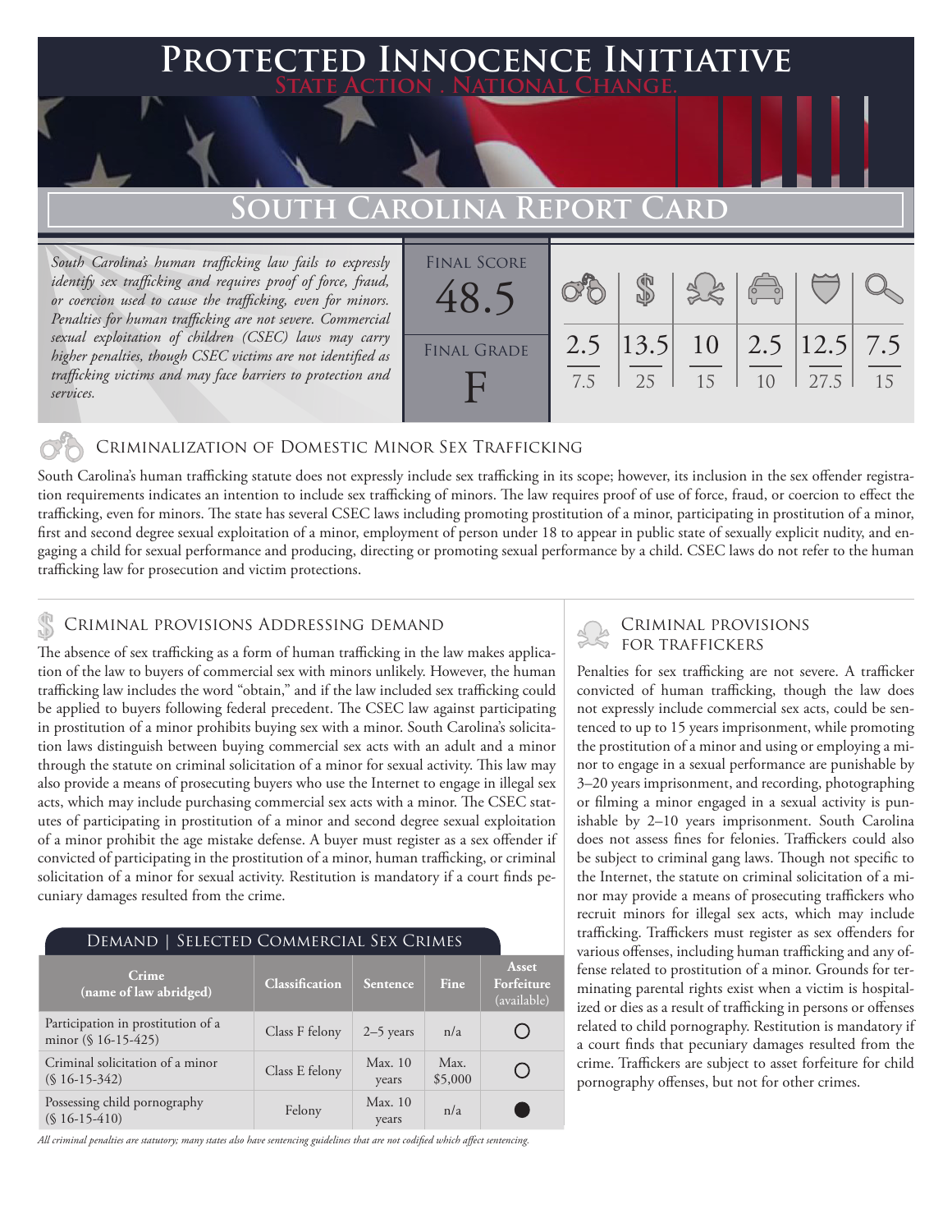# Protected Innocence Initiative

State Action . National Change.

## South Carolina Report Card

*South Carolina's human trafficking law fails to expressly identify sex trafficking and requires proof of force, fraud, or coercion used to cause the trafficking, even for minors. Penalties for human trafficking are not severe. Commercial sexual exploitation of children (CSEC) laws may carry higher penalties, though CSEC victims are not identified as trafficking victims and may face barriers to protection and services.*

| Final Score | Final Grade |
|---|---|
| 48.5 | F |

| Criminalization of Domestic Minor Sex Trafficking | Criminal Provisions Addressing Demand | Criminal Provisions for Traffickers | Criminal Provisions for Facilitators | Protective Provisions for the Child Victims | Criminal Justice Tools for Investigation and Prosecutions |
|---|---|---|---|---|---|
| 2.5 / 7.5 | 13.5 / 25 | 10 / 15 | 2.5 / 10 | 12.5 / 27.5 | 7.5 / 15 |

### Criminalization of Domestic Minor Sex Trafficking

South Carolina's human trafficking statute does not expressly include sex trafficking in its scope; however, its inclusion in the sex offender registration requirements indicates an intention to include sex trafficking of minors. The law requires proof of use of force, fraud, or coercion to effect the trafficking, even for minors. The state has several CSEC laws including promoting prostitution of a minor, participating in prostitution of a minor, first and second degree sexual exploitation of a minor, employment of person under 18 to appear in public state of sexually explicit nudity, and engaging a child for sexual performance and producing, directing or promoting sexual performance by a child. CSEC laws do not refer to the human trafficking law for prosecution and victim protections.

### Criminal provisions Addressing demand

The absence of sex trafficking as a form of human trafficking in the law makes application of the law to buyers of commercial sex with minors unlikely. However, the human trafficking law includes the word "obtain," and if the law included sex trafficking could be applied to buyers following federal precedent. The CSEC law against participating in prostitution of a minor prohibits buying sex with a minor. South Carolina's solicitation laws distinguish between buying commercial sex acts with an adult and a minor through the statute on criminal solicitation of a minor for sexual activity. This law may also provide a means of prosecuting buyers who use the Internet to engage in illegal sex acts, which may include purchasing commercial sex acts with a minor. The CSEC statutes of participating in prostitution of a minor and second degree sexual exploitation of a minor prohibit the age mistake defense. A buyer must register as a sex offender if convicted of participating in the prostitution of a minor, human trafficking, or criminal solicitation of a minor for sexual activity. Restitution is mandatory if a court finds pecuniary damages resulted from the crime.

#### Demand | Selected Commercial Sex Crimes

| Crime (name of law abridged) | Classification | Sentence | Fine | Asset Forfeiture (available) |
|---|---|---|---|---|
| Participation in prostitution of a minor (§ 16-15-425) | Class F felony | 2–5 years | n/a | ○ |
| Criminal solicitation of a minor (§ 16-15-342) | Class E felony | Max. 10 years | Max. $5,000 | ○ |
| Possessing child pornography (§ 16-15-410) | Felony | Max. 10 years | n/a | ● |

*All criminal penalties are statutory; many states also have sentencing guidelines that are not codified which affect sentencing.*

### Criminal provisions for traffickers

Penalties for sex trafficking are not severe. A trafficker convicted of human trafficking, though the law does not expressly include commercial sex acts, could be sentenced to up to 15 years imprisonment, while promoting the prostitution of a minor and using or employing a minor to engage in a sexual performance are punishable by 3–20 years imprisonment, and recording, photographing or filming a minor engaged in a sexual activity is punishable by 2–10 years imprisonment. South Carolina does not assess fines for felonies. Traffickers could also be subject to criminal gang laws. Though not specific to the Internet, the statute on criminal solicitation of a minor may provide a means of prosecuting traffickers who recruit minors for illegal sex acts, which may include trafficking. Traffickers must register as sex offenders for various offenses, including human trafficking and any offense related to prostitution of a minor. Grounds for terminating parental rights exist when a victim is hospitalized or dies as a result of trafficking in persons or offenses related to child pornography. Restitution is mandatory if a court finds that pecuniary damages resulted from the crime. Traffickers are subject to asset forfeiture for child pornography offenses, but not for other crimes.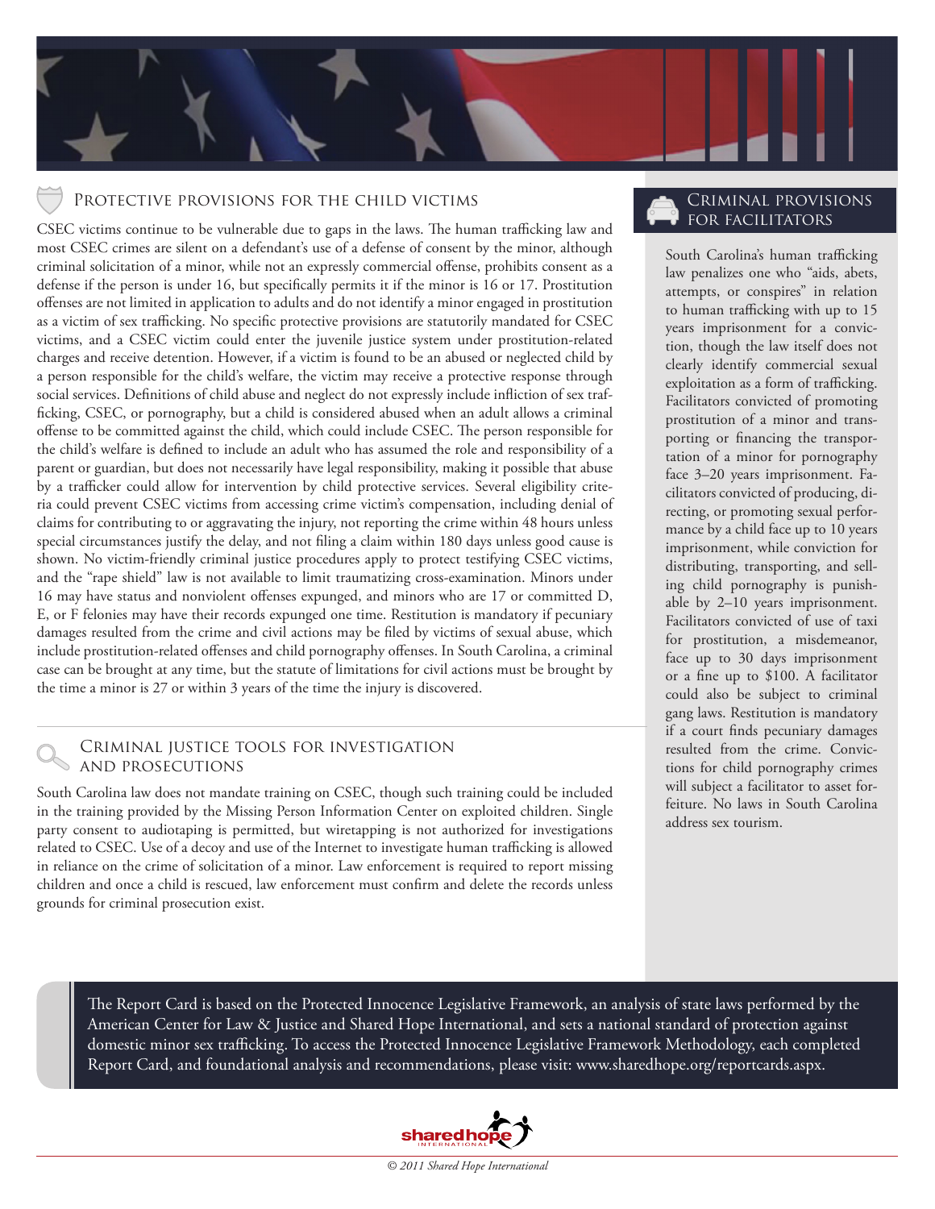## Protective provisions for the child victims

CSEC victims continue to be vulnerable due to gaps in the laws. The human trafficking law and most CSEC crimes are silent on a defendant's use of a defense of consent by the minor, although criminal solicitation of a minor, while not an expressly commercial offense, prohibits consent as a defense if the person is under 16, but specifically permits it if the minor is 16 or 17. Prostitution offenses are not limited in application to adults and do not identify a minor engaged in prostitution as a victim of sex trafficking. No specific protective provisions are statutorily mandated for CSEC victims, and a CSEC victim could enter the juvenile justice system under prostitution-related charges and receive detention. However, if a victim is found to be an abused or neglected child by a person responsible for the child's welfare, the victim may receive a protective response through social services. Definitions of child abuse and neglect do not expressly include infliction of sex trafficking, CSEC, or pornography, but a child is considered abused when an adult allows a criminal offense to be committed against the child, which could include CSEC. The person responsible for the child's welfare is defined to include an adult who has assumed the role and responsibility of a parent or guardian, but does not necessarily have legal responsibility, making it possible that abuse by a trafficker could allow for intervention by child protective services. Several eligibility criteria could prevent CSEC victims from accessing crime victim's compensation, including denial of claims for contributing to or aggravating the injury, not reporting the crime within 48 hours unless special circumstances justify the delay, and not filing a claim within 180 days unless good cause is shown. No victim-friendly criminal justice procedures apply to protect testifying CSEC victims, and the "rape shield" law is not available to limit traumatizing cross-examination. Minors under 16 may have status and nonviolent offenses expunged, and minors who are 17 or committed D, E, or F felonies may have their records expunged one time. Restitution is mandatory if pecuniary damages resulted from the crime and civil actions may be filed by victims of sexual abuse, which include prostitution-related offenses and child pornography offenses. In South Carolina, a criminal case can be brought at any time, but the statute of limitations for civil actions must be brought by the time a minor is 27 or within 3 years of the time the injury is discovered.

## Criminal justice tools for investigation and prosecutions

South Carolina law does not mandate training on CSEC, though such training could be included in the training provided by the Missing Person Information Center on exploited children. Single party consent to audiotaping is permitted, but wiretapping is not authorized for investigations related to CSEC. Use of a decoy and use of the Internet to investigate human trafficking is allowed in reliance on the crime of solicitation of a minor. Law enforcement is required to report missing children and once a child is rescued, law enforcement must confirm and delete the records unless grounds for criminal prosecution exist.

## Criminal provisions for facilitators

South Carolina's human trafficking law penalizes one who "aids, abets, attempts, or conspires" in relation to human trafficking with up to 15 years imprisonment for a conviction, though the law itself does not clearly identify commercial sexual exploitation as a form of trafficking. Facilitators convicted of promoting prostitution of a minor and transporting or financing the transportation of a minor for pornography face 3–20 years imprisonment. Facilitators convicted of producing, directing, or promoting sexual performance by a child face up to 10 years imprisonment, while conviction for distributing, transporting, and selling child pornography is punishable by 2–10 years imprisonment. Facilitators convicted of use of taxi for prostitution, a misdemeanor, face up to 30 days imprisonment or a fine up to $100. A facilitator could also be subject to criminal gang laws. Restitution is mandatory if a court finds pecuniary damages resulted from the crime. Convictions for child pornography crimes will subject a facilitator to asset forfeiture. No laws in South Carolina address sex tourism.

The Report Card is based on the Protected Innocence Legislative Framework, an analysis of state laws performed by the American Center for Law & Justice and Shared Hope International, and sets a national standard of protection against domestic minor sex trafficking. To access the Protected Innocence Legislative Framework Methodology, each completed Report Card, and foundational analysis and recommendations, please visit: www.sharedhope.org/reportcards.aspx.

© 2011 Shared Hope International